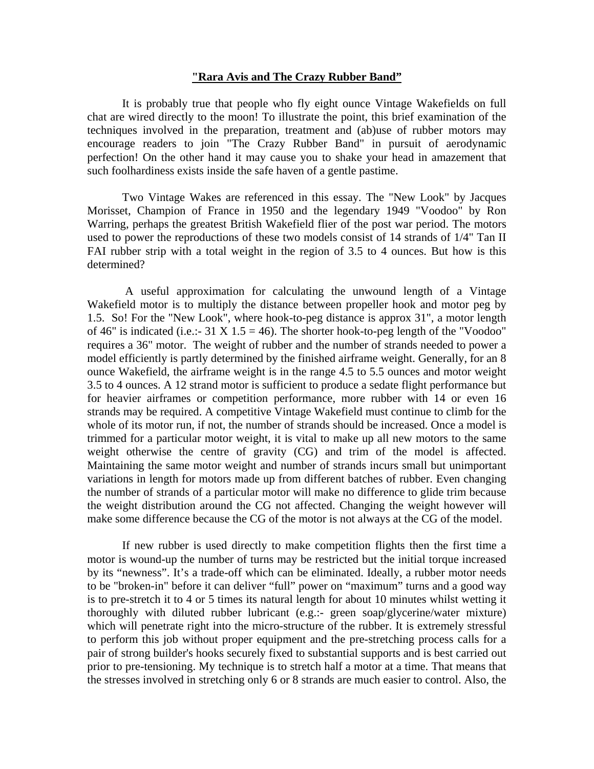# "Rara Avis and The Crazy Rubber Band"

It is probably true that people who fly eight ounce Vintage Wakefields on full chat are wired directly to the moon! To illustrate the point, this brief examination of the techniques involved in the preparation, treatment and (ab)use of rubber motors may encourage readers to join "The Crazy Rubber Band" in pursuit of aerodynamic perfection! On the other hand it may cause you to shake your head in amazement that such foolhardiness exists inside the safe haven of a gentle pastime.

Two Vintage Wakes are referenced in this essay. The "New Look" by Jacques Morisset, Champion of France in 1950 and the legendary 1949 "Voodoo" by Ron Warring, perhaps the greatest British Wakefield flier of the post war period. The motors used to power the reproductions of these two models consist of 14 strands of 1/4" Tan II FAI rubber strip with a total weight in the region of 3.5 to 4 ounces. But how is this determined?

A useful approximation for calculating the unwound length of a Vintage Wakefield motor is to multiply the distance between propeller hook and motor peg by 1.5. So! For the "New Look", where hook-to-peg distance is approx 31", a motor length of 46" is indicated (i.e.:- 31 X 1.5 = 46). The shorter hook-to-peg length of the "Voodoo" requires a 36" motor. The weight of rubber and the number of strands needed to power a model efficiently is partly determined by the finished airframe weight. Generally, for an 8 ounce Wakefield, the airframe weight is in the range 4.5 to 5.5 ounces and motor weight 3.5 to 4 ounces. A 12 strand motor is sufficient to produce a sedate flight performance but for heavier airframes or competition performance, more rubber with 14 or even 16 strands may be required. A competitive Vintage Wakefield must continue to climb for the whole of its motor run, if not, the number of strands should be increased. Once a model is trimmed for a particular motor weight, it is vital to make up all new motors to the same weight otherwise the centre of gravity (CG) and trim of the model is affected. Maintaining the same motor weight and number of strands incurs small but unimportant variations in length for motors made up from different batches of rubber. Even changing the number of strands of a particular motor will make no difference to glide trim because the weight distribution around the CG not affected. Changing the weight however will make some difference because the CG of the motor is not always at the CG of the model.

If new rubber is used directly to make competition flights then the first time a motor is wound-up the number of turns may be restricted but the initial torque increased by its "newness". It's a trade-off which can be eliminated. Ideally, a rubber motor needs to be "broken-in" before it can deliver "full" power on "maximum" turns and a good way is to pre-stretch it to 4 or 5 times its natural length for about 10 minutes whilst wetting it thoroughly with diluted rubber lubricant (e.g.:- green soap/glycerine/water mixture) which will penetrate right into the micro-structure of the rubber. It is extremely stressful to perform this job without proper equipment and the pre-stretching process calls for a pair of strong builder's hooks securely fixed to substantial supports and is best carried out prior to pre-tensioning. My technique is to stretch half a motor at a time. That means that the stresses involved in stretching only 6 or 8 strands are much easier to control. Also, the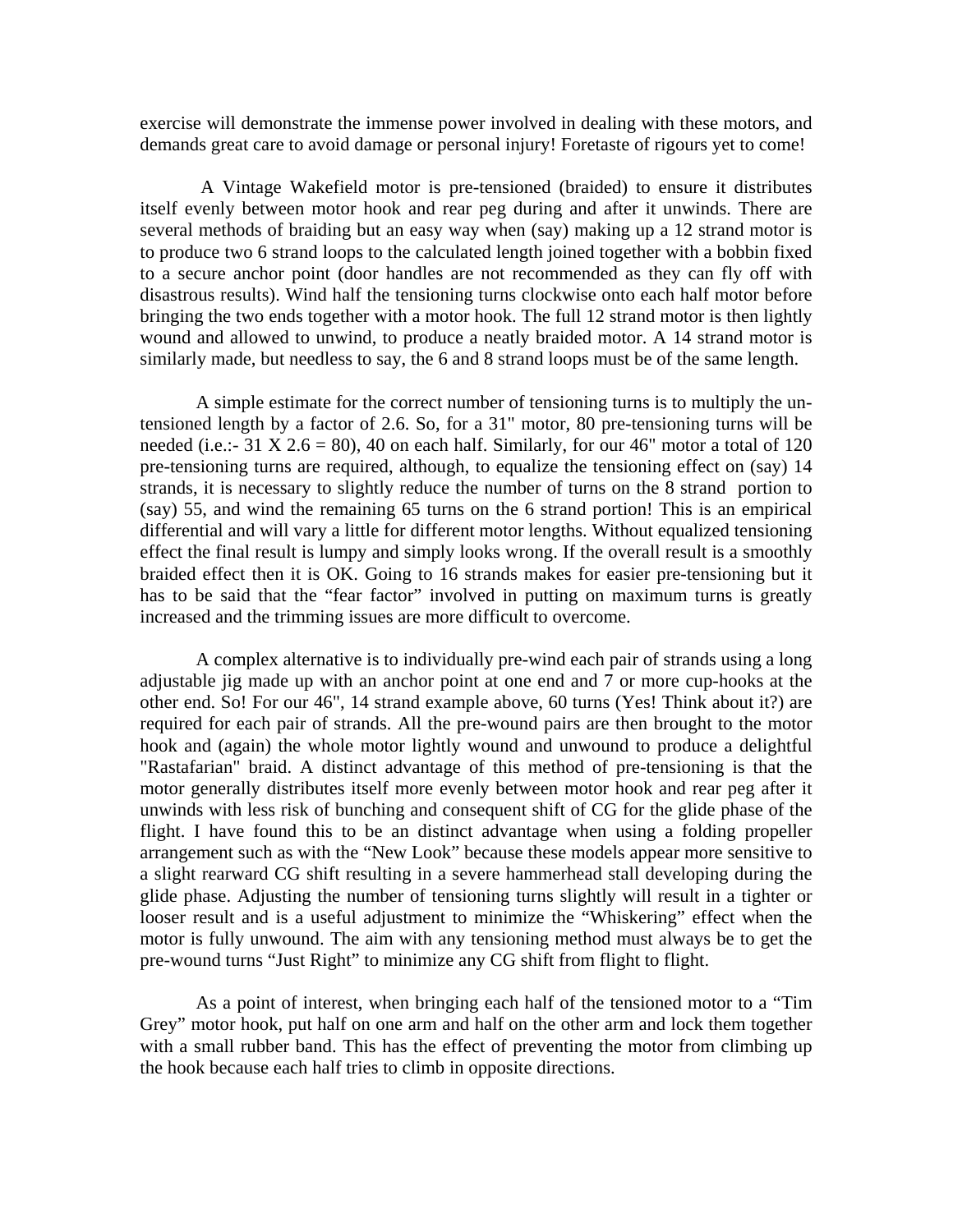exercise will demonstrate the immense power involved in dealing with these motors, and demands great care to avoid damage or personal injury! Foretaste of rigours yet to come!

A Vintage Wakefield motor is pre-tensioned (braided) to ensure it distributes itself evenly between motor hook and rear peg during and after it unwinds. There are several methods of braiding but an easy way when (say) making up a 12 strand motor is to produce two 6 strand loops to the calculated length joined together with a bobbin fixed to a secure anchor point (door handles are not recommended as they can fly off with disastrous results). Wind half the tensioning turns clockwise onto each half motor before bringing the two ends together with a motor hook. The full 12 strand motor is then lightly wound and allowed to unwind, to produce a neatly braided motor. A 14 strand motor is similarly made, but needless to say, the 6 and 8 strand loops must be of the same length.

A simple estimate for the correct number of tensioning turns is to multiply the un-tensioned length by a factor of 2.6. So, for a 31" motor, 80 pre-tensioning turns will be needed (i.e.:- 31 X 2.6 = 80), 40 on each half. Similarly, for our 46" motor a total of 120 pre-tensioning turns are required, although, to equalize the tensioning effect on (say) 14 strands, it is necessary to slightly reduce the number of turns on the 8 strand portion to (say) 55, and wind the remaining 65 turns on the 6 strand portion! This is an empirical differential and will vary a little for different motor lengths. Without equalized tensioning effect the final result is lumpy and simply looks wrong. If the overall result is a smoothly braided effect then it is OK. Going to 16 strands makes for easier pre-tensioning but it has to be said that the "fear factor" involved in putting on maximum turns is greatly increased and the trimming issues are more difficult to overcome.

A complex alternative is to individually pre-wind each pair of strands using a long adjustable jig made up with an anchor point at one end and 7 or more cup-hooks at the other end. So! For our 46", 14 strand example above, 60 turns (Yes! Think about it?) are required for each pair of strands. All the pre-wound pairs are then brought to the motor hook and (again) the whole motor lightly wound and unwound to produce a delightful "Rastafarian" braid. A distinct advantage of this method of pre-tensioning is that the motor generally distributes itself more evenly between motor hook and rear peg after it unwinds with less risk of bunching and consequent shift of CG for the glide phase of the flight. I have found this to be an distinct advantage when using a folding propeller arrangement such as with the "New Look" because these models appear more sensitive to a slight rearward CG shift resulting in a severe hammerhead stall developing during the glide phase. Adjusting the number of tensioning turns slightly will result in a tighter or looser result and is a useful adjustment to minimize the "Whiskering" effect when the motor is fully unwound. The aim with any tensioning method must always be to get the pre-wound turns "Just Right" to minimize any CG shift from flight to flight.

As a point of interest, when bringing each half of the tensioned motor to a "Tim Grey" motor hook, put half on one arm and half on the other arm and lock them together with a small rubber band. This has the effect of preventing the motor from climbing up the hook because each half tries to climb in opposite directions.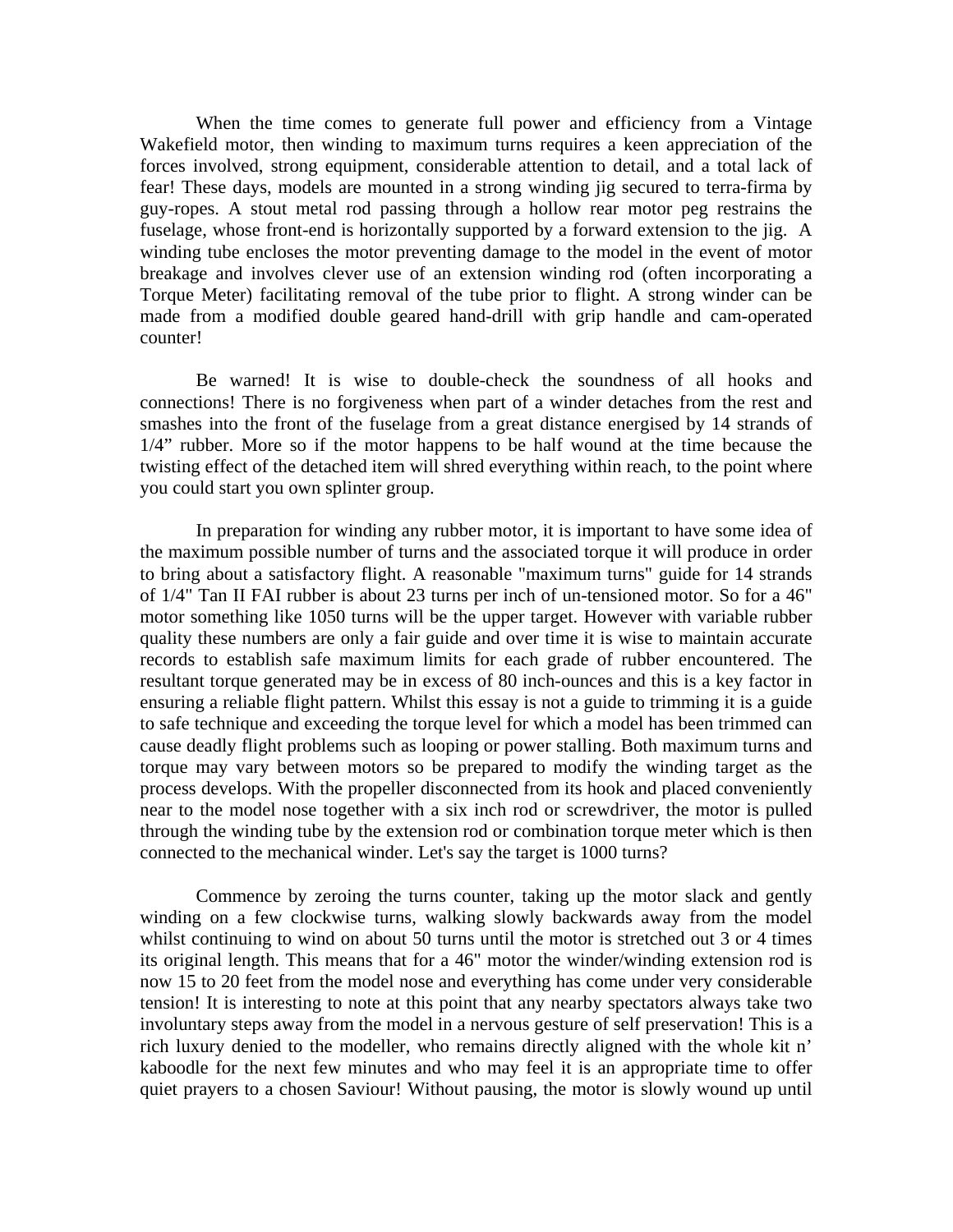When the time comes to generate full power and efficiency from a Vintage Wakefield motor, then winding to maximum turns requires a keen appreciation of the forces involved, strong equipment, considerable attention to detail, and a total lack of fear! These days, models are mounted in a strong winding jig secured to terra-firma by guy-ropes. A stout metal rod passing through a hollow rear motor peg restrains the fuselage, whose front-end is horizontally supported by a forward extension to the jig. A winding tube encloses the motor preventing damage to the model in the event of motor breakage and involves clever use of an extension winding rod (often incorporating a Torque Meter) facilitating removal of the tube prior to flight. A strong winder can be made from a modified double geared hand-drill with grip handle and cam-operated counter!

Be warned! It is wise to double-check the soundness of all hooks and connections! There is no forgiveness when part of a winder detaches from the rest and smashes into the front of the fuselage from a great distance energised by 14 strands of 1/4” rubber. More so if the motor happens to be half wound at the time because the twisting effect of the detached item will shred everything within reach, to the point where you could start you own splinter group.

In preparation for winding any rubber motor, it is important to have some idea of the maximum possible number of turns and the associated torque it will produce in order to bring about a satisfactory flight. A reasonable "maximum turns" guide for 14 strands of 1/4" Tan II FAI rubber is about 23 turns per inch of un-tensioned motor. So for a 46" motor something like 1050 turns will be the upper target. However with variable rubber quality these numbers are only a fair guide and over time it is wise to maintain accurate records to establish safe maximum limits for each grade of rubber encountered. The resultant torque generated may be in excess of 80 inch-ounces and this is a key factor in ensuring a reliable flight pattern. Whilst this essay is not a guide to trimming it is a guide to safe technique and exceeding the torque level for which a model has been trimmed can cause deadly flight problems such as looping or power stalling. Both maximum turns and torque may vary between motors so be prepared to modify the winding target as the process develops. With the propeller disconnected from its hook and placed conveniently near to the model nose together with a six inch rod or screwdriver, the motor is pulled through the winding tube by the extension rod or combination torque meter which is then connected to the mechanical winder. Let's say the target is 1000 turns?

Commence by zeroing the turns counter, taking up the motor slack and gently winding on a few clockwise turns, walking slowly backwards away from the model whilst continuing to wind on about 50 turns until the motor is stretched out 3 or 4 times its original length. This means that for a 46" motor the winder/winding extension rod is now 15 to 20 feet from the model nose and everything has come under very considerable tension! It is interesting to note at this point that any nearby spectators always take two involuntary steps away from the model in a nervous gesture of self preservation! This is a rich luxury denied to the modeller, who remains directly aligned with the whole kit n’ kaboodle for the next few minutes and who may feel it is an appropriate time to offer quiet prayers to a chosen Saviour! Without pausing, the motor is slowly wound up until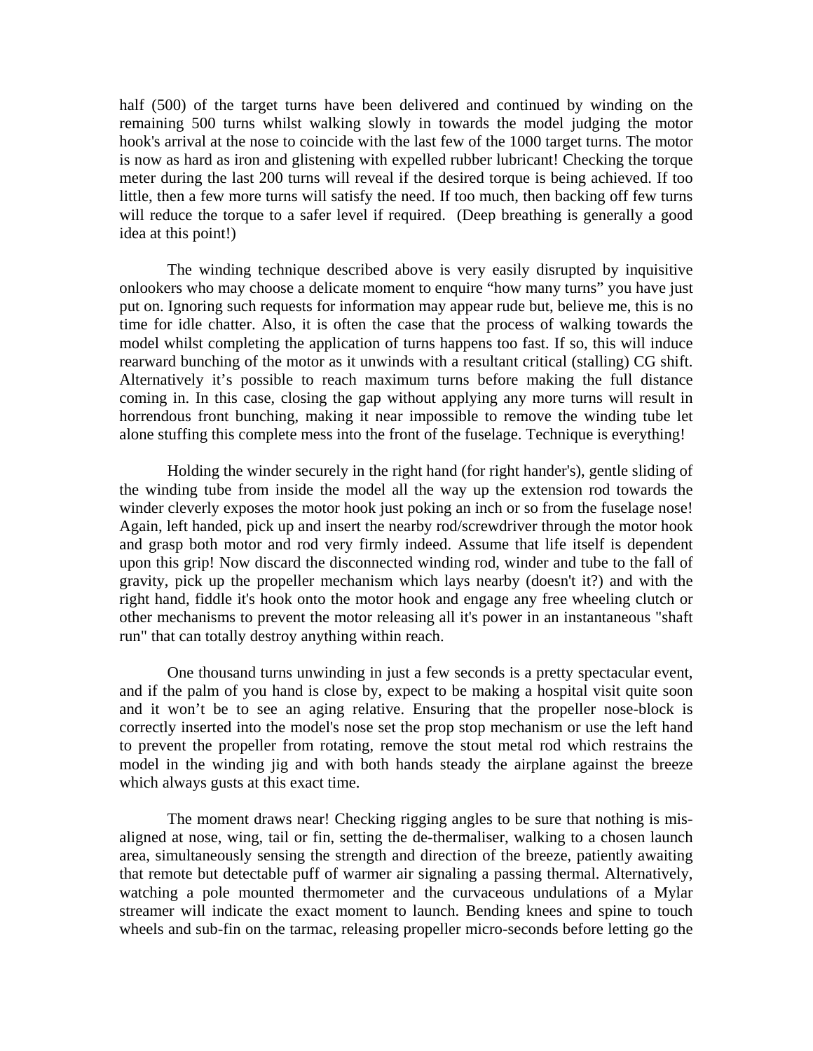half (500) of the target turns have been delivered and continued by winding on the remaining 500 turns whilst walking slowly in towards the model judging the motor hook's arrival at the nose to coincide with the last few of the 1000 target turns. The motor is now as hard as iron and glistening with expelled rubber lubricant! Checking the torque meter during the last 200 turns will reveal if the desired torque is being achieved. If too little, then a few more turns will satisfy the need. If too much, then backing off few turns will reduce the torque to a safer level if required. (Deep breathing is generally a good idea at this point!)

The winding technique described above is very easily disrupted by inquisitive onlookers who may choose a delicate moment to enquire "how many turns" you have just put on. Ignoring such requests for information may appear rude but, believe me, this is no time for idle chatter. Also, it is often the case that the process of walking towards the model whilst completing the application of turns happens too fast. If so, this will induce rearward bunching of the motor as it unwinds with a resultant critical (stalling) CG shift. Alternatively it's possible to reach maximum turns before making the full distance coming in. In this case, closing the gap without applying any more turns will result in horrendous front bunching, making it near impossible to remove the winding tube let alone stuffing this complete mess into the front of the fuselage. Technique is everything!

Holding the winder securely in the right hand (for right hander's), gentle sliding of the winding tube from inside the model all the way up the extension rod towards the winder cleverly exposes the motor hook just poking an inch or so from the fuselage nose! Again, left handed, pick up and insert the nearby rod/screwdriver through the motor hook and grasp both motor and rod very firmly indeed. Assume that life itself is dependent upon this grip! Now discard the disconnected winding rod, winder and tube to the fall of gravity, pick up the propeller mechanism which lays nearby (doesn't it?) and with the right hand, fiddle it's hook onto the motor hook and engage any free wheeling clutch or other mechanisms to prevent the motor releasing all it's power in an instantaneous "shaft run" that can totally destroy anything within reach.

One thousand turns unwinding in just a few seconds is a pretty spectacular event, and if the palm of you hand is close by, expect to be making a hospital visit quite soon and it won't be to see an aging relative. Ensuring that the propeller nose-block is correctly inserted into the model's nose set the prop stop mechanism or use the left hand to prevent the propeller from rotating, remove the stout metal rod which restrains the model in the winding jig and with both hands steady the airplane against the breeze which always gusts at this exact time.

The moment draws near! Checking rigging angles to be sure that nothing is mis-aligned at nose, wing, tail or fin, setting the de-thermaliser, walking to a chosen launch area, simultaneously sensing the strength and direction of the breeze, patiently awaiting that remote but detectable puff of warmer air signaling a passing thermal. Alternatively, watching a pole mounted thermometer and the curvaceous undulations of a Mylar streamer will indicate the exact moment to launch. Bending knees and spine to touch wheels and sub-fin on the tarmac, releasing propeller micro-seconds before letting go the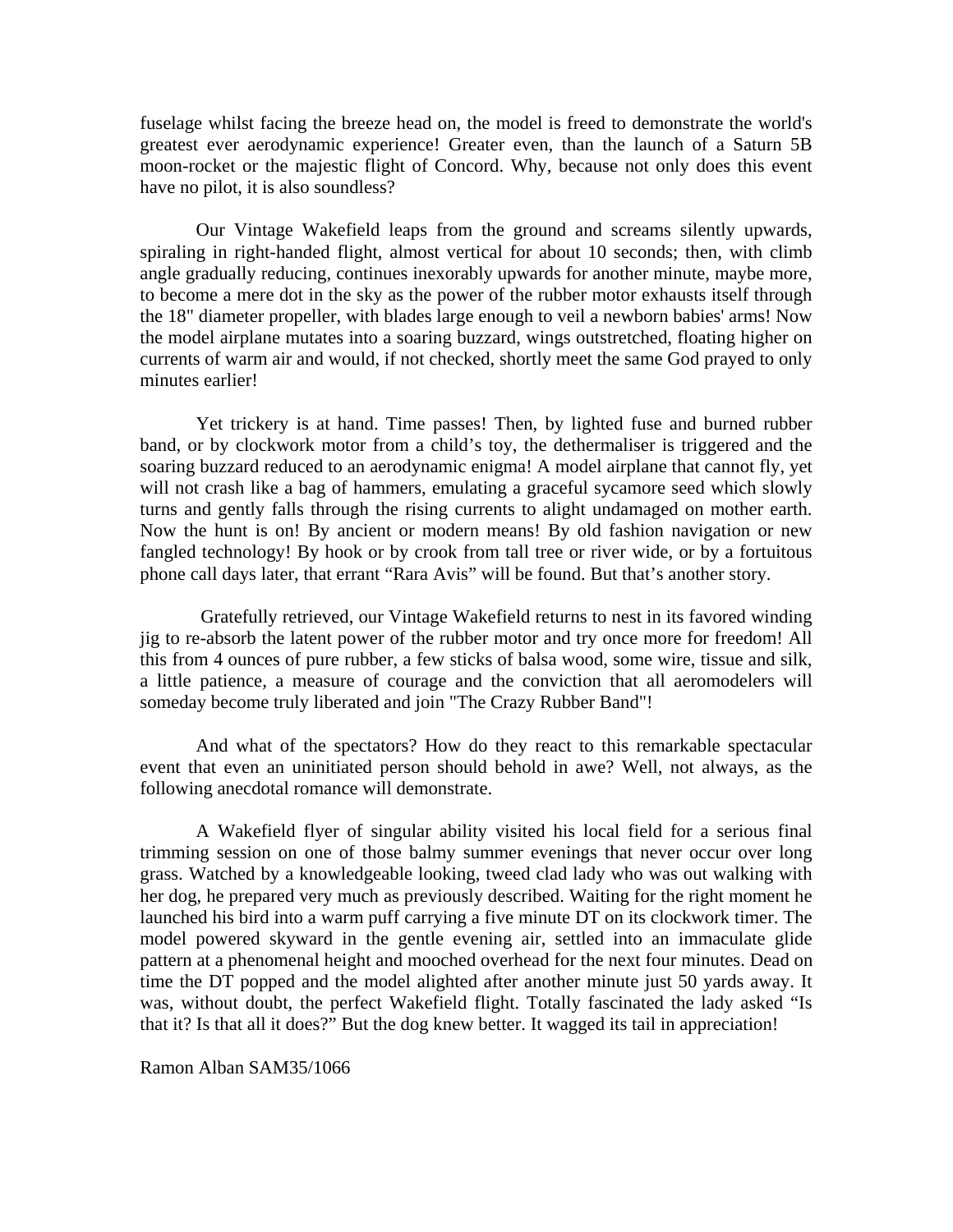fuselage whilst facing the breeze head on, the model is freed to demonstrate the world's greatest ever aerodynamic experience! Greater even, than the launch of a Saturn 5B moon-rocket or the majestic flight of Concord. Why, because not only does this event have no pilot, it is also soundless?

Our Vintage Wakefield leaps from the ground and screams silently upwards, spiraling in right-handed flight, almost vertical for about 10 seconds; then, with climb angle gradually reducing, continues inexorably upwards for another minute, maybe more, to become a mere dot in the sky as the power of the rubber motor exhausts itself through the 18" diameter propeller, with blades large enough to veil a newborn babies' arms! Now the model airplane mutates into a soaring buzzard, wings outstretched, floating higher on currents of warm air and would, if not checked, shortly meet the same God prayed to only minutes earlier!

Yet trickery is at hand. Time passes! Then, by lighted fuse and burned rubber band, or by clockwork motor from a child's toy, the dethermaliser is triggered and the soaring buzzard reduced to an aerodynamic enigma! A model airplane that cannot fly, yet will not crash like a bag of hammers, emulating a graceful sycamore seed which slowly turns and gently falls through the rising currents to alight undamaged on mother earth. Now the hunt is on! By ancient or modern means! By old fashion navigation or new fangled technology! By hook or by crook from tall tree or river wide, or by a fortuitous phone call days later, that errant "Rara Avis" will be found. But that's another story.

Gratefully retrieved, our Vintage Wakefield returns to nest in its favored winding jig to re-absorb the latent power of the rubber motor and try once more for freedom! All this from 4 ounces of pure rubber, a few sticks of balsa wood, some wire, tissue and silk, a little patience, a measure of courage and the conviction that all aeromodelers will someday become truly liberated and join "The Crazy Rubber Band"!

And what of the spectators? How do they react to this remarkable spectacular event that even an uninitiated person should behold in awe? Well, not always, as the following anecdotal romance will demonstrate.

A Wakefield flyer of singular ability visited his local field for a serious final trimming session on one of those balmy summer evenings that never occur over long grass. Watched by a knowledgeable looking, tweed clad lady who was out walking with her dog, he prepared very much as previously described. Waiting for the right moment he launched his bird into a warm puff carrying a five minute DT on its clockwork timer. The model powered skyward in the gentle evening air, settled into an immaculate glide pattern at a phenomenal height and mooched overhead for the next four minutes. Dead on time the DT popped and the model alighted after another minute just 50 yards away. It was, without doubt, the perfect Wakefield flight. Totally fascinated the lady asked "Is that it? Is that all it does?" But the dog knew better. It wagged its tail in appreciation!

Ramon Alban SAM35/1066